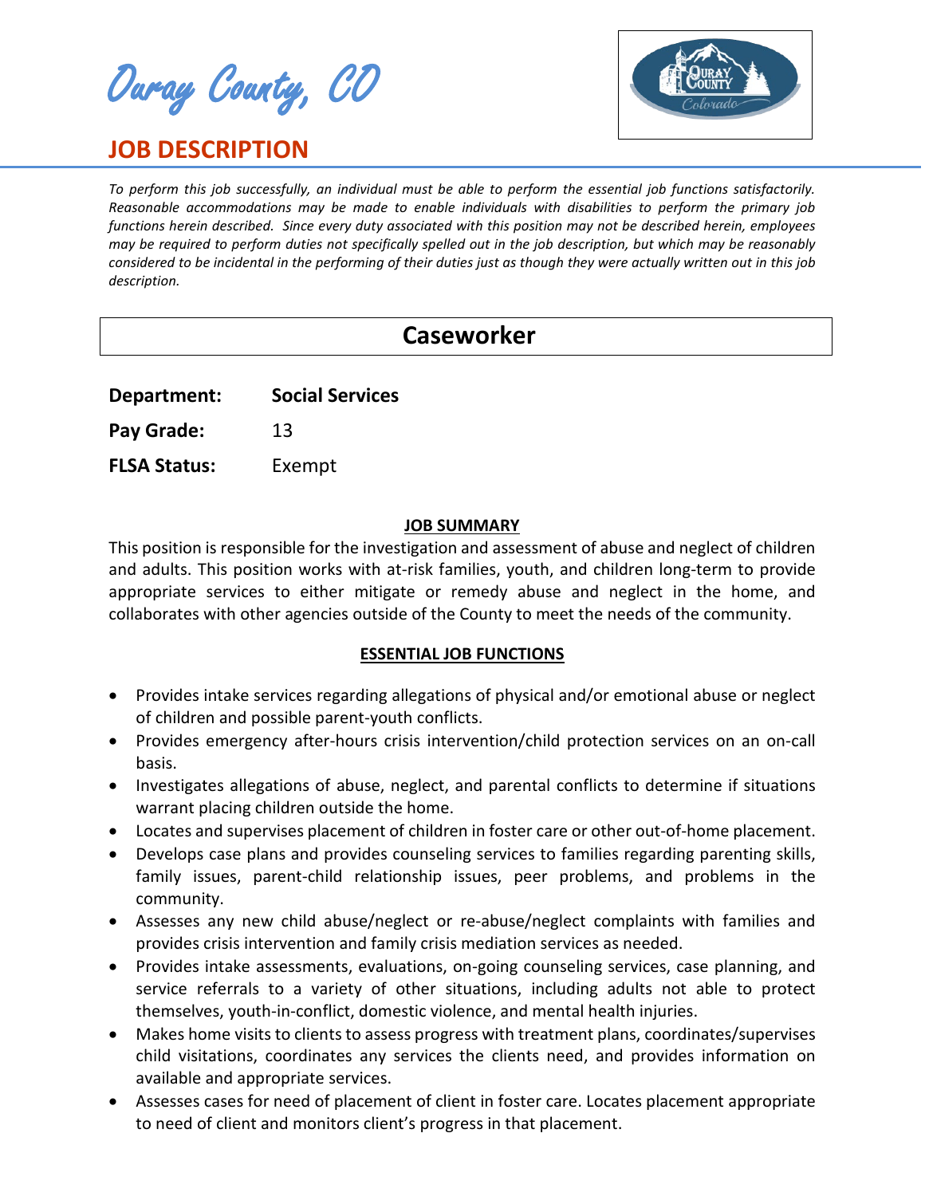# Ouray County, CO

## JOB DESCRIPTION

*To perform this job successfully, an individual must be able to perform the essential job functions satisfactorily. Reasonable accommodations may be made to enable individuals with disabilities to perform the primary job functions herein described. Since every duty associated with this position may not be described herein, employees may be required to perform duties not specifically spelled out in the job description, but which may be reasonably considered to be incidental in the performing of their duties just as though they were actually written out in this job description.*

# Caseworker

**Department:** **Social Services**

**Pay Grade:** 13

**FLSA Status:** Exempt

### JOB SUMMARY

This position is responsible for the investigation and assessment of abuse and neglect of children and adults. This position works with at-risk families, youth, and children long-term to provide appropriate services to either mitigate or remedy abuse and neglect in the home, and collaborates with other agencies outside of the County to meet the needs of the community.

### ESSENTIAL JOB FUNCTIONS

- Provides intake services regarding allegations of physical and/or emotional abuse or neglect of children and possible parent-youth conflicts.
- Provides emergency after-hours crisis intervention/child protection services on an on-call basis.
- Investigates allegations of abuse, neglect, and parental conflicts to determine if situations warrant placing children outside the home.
- Locates and supervises placement of children in foster care or other out-of-home placement.
- Develops case plans and provides counseling services to families regarding parenting skills, family issues, parent-child relationship issues, peer problems, and problems in the community.
- Assesses any new child abuse/neglect or re-abuse/neglect complaints with families and provides crisis intervention and family crisis mediation services as needed.
- Provides intake assessments, evaluations, on-going counseling services, case planning, and service referrals to a variety of other situations, including adults not able to protect themselves, youth-in-conflict, domestic violence, and mental health injuries.
- Makes home visits to clients to assess progress with treatment plans, coordinates/supervises child visitations, coordinates any services the clients need, and provides information on available and appropriate services.
- Assesses cases for need of placement of client in foster care. Locates placement appropriate to need of client and monitors client's progress in that placement.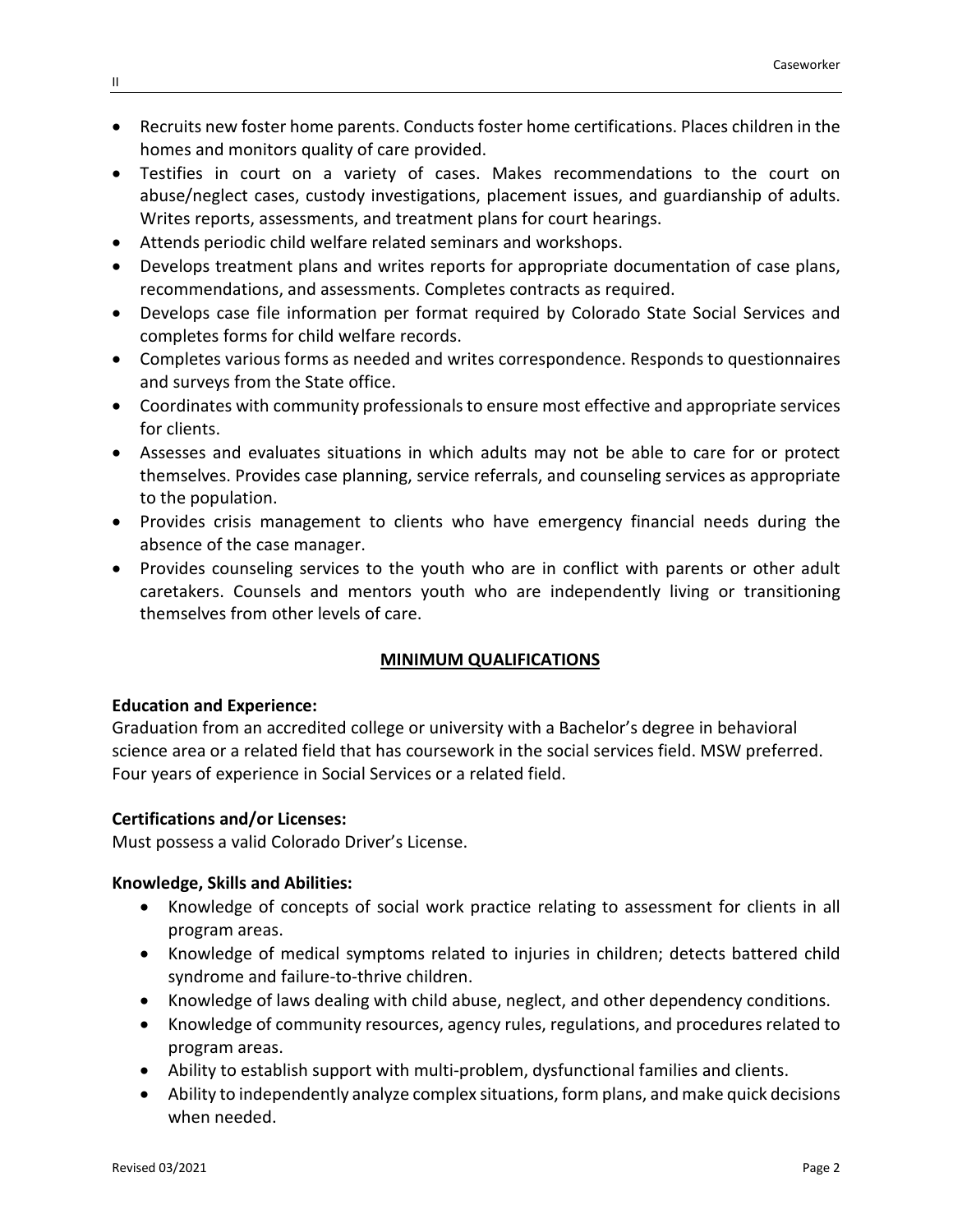- Recruits new foster home parents. Conducts foster home certifications. Places children in the homes and monitors quality of care provided.
- Testifies in court on a variety of cases. Makes recommendations to the court on abuse/neglect cases, custody investigations, placement issues, and guardianship of adults. Writes reports, assessments, and treatment plans for court hearings.
- Attends periodic child welfare related seminars and workshops.
- Develops treatment plans and writes reports for appropriate documentation of case plans, recommendations, and assessments. Completes contracts as required.
- Develops case file information per format required by Colorado State Social Services and completes forms for child welfare records.
- Completes various forms as needed and writes correspondence. Responds to questionnaires and surveys from the State office.
- Coordinates with community professionals to ensure most effective and appropriate services for clients.
- Assesses and evaluates situations in which adults may not be able to care for or protect themselves. Provides case planning, service referrals, and counseling services as appropriate to the population.
- Provides crisis management to clients who have emergency financial needs during the absence of the case manager.
- Provides counseling services to the youth who are in conflict with parents or other adult caretakers. Counsels and mentors youth who are independently living or transitioning themselves from other levels of care.

## MINIMUM QUALIFICATIONS

**Education and Experience:**

Graduation from an accredited college or university with a Bachelor's degree in behavioral science area or a related field that has coursework in the social services field. MSW preferred. Four years of experience in Social Services or a related field.

**Certifications and/or Licenses:**

Must possess a valid Colorado Driver's License.

**Knowledge, Skills and Abilities:**

- Knowledge of concepts of social work practice relating to assessment for clients in all program areas.
- Knowledge of medical symptoms related to injuries in children; detects battered child syndrome and failure-to-thrive children.
- Knowledge of laws dealing with child abuse, neglect, and other dependency conditions.
- Knowledge of community resources, agency rules, regulations, and procedures related to program areas.
- Ability to establish support with multi-problem, dysfunctional families and clients.
- Ability to independently analyze complex situations, form plans, and make quick decisions when needed.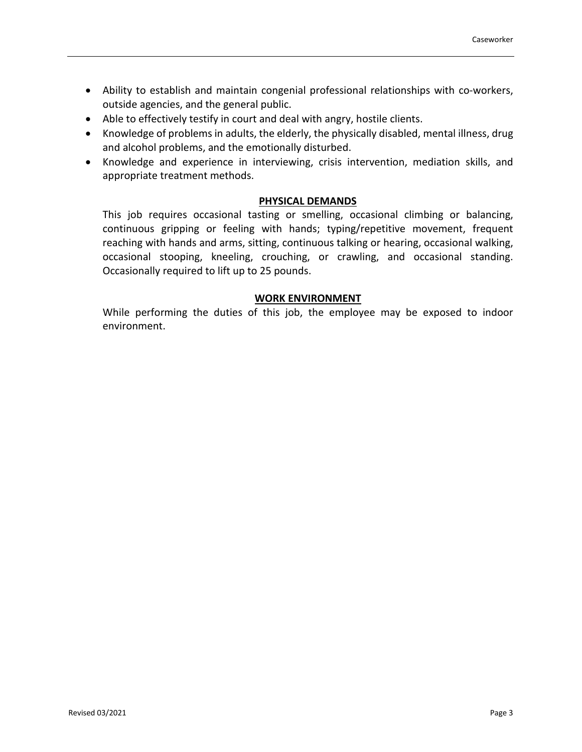- Ability to establish and maintain congenial professional relationships with co-workers, outside agencies, and the general public.
- Able to effectively testify in court and deal with angry, hostile clients.
- Knowledge of problems in adults, the elderly, the physically disabled, mental illness, drug and alcohol problems, and the emotionally disturbed.
- Knowledge and experience in interviewing, crisis intervention, mediation skills, and appropriate treatment methods.

## PHYSICAL DEMANDS

This job requires occasional tasting or smelling, occasional climbing or balancing, continuous gripping or feeling with hands; typing/repetitive movement, frequent reaching with hands and arms, sitting, continuous talking or hearing, occasional walking, occasional stooping, kneeling, crouching, or crawling, and occasional standing. Occasionally required to lift up to 25 pounds.

## WORK ENVIRONMENT

While performing the duties of this job, the employee may be exposed to indoor environment.